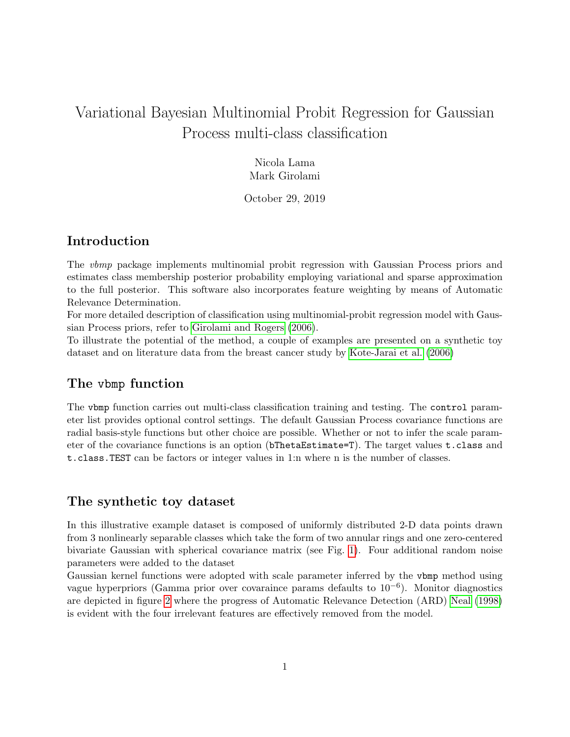# Variational Bayesian Multinomial Probit Regression for Gaussian Process multi-class classification

Nicola Lama
Mark Girolami

October 29, 2019

## Introduction

The *vbmp* package implements multinomial probit regression with Gaussian Process priors and estimates class membership posterior probability employing variational and sparse approximation to the full posterior. This software also incorporates feature weighting by means of Automatic Relevance Determination.
For more detailed description of classification using multinomial-probit regression model with Gaussian Process priors, refer to Girolami and Rogers (2006).
To illustrate the potential of the method, a couple of examples are presented on a synthetic toy dataset and on literature data from the breast cancer study by Kote-Jarai et al. (2006)

## The `vbmp` function

The `vbmp` function carries out multi-class classification training and testing. The `control` parameter list provides optional control settings. The default Gaussian Process covariance functions are radial basis-style functions but other choice are possible. Whether or not to infer the scale parameter of the covariance functions is an option (`bThetaEstimate=T`). The target values `t.class` and `t.class.TEST` can be factors or integer values in 1:n where n is the number of classes.

## The synthetic toy dataset

In this illustrative example dataset is composed of uniformly distributed 2-D data points drawn from 3 nonlinearly separable classes which take the form of two annular rings and one zero-centered bivariate Gaussian with spherical covariance matrix (see Fig. 1). Four additional random noise parameters were added to the dataset
Gaussian kernel functions were adopted with scale parameter inferred by the `vbmp` method using vague hyperpriors (Gamma prior over covaraince params defaults to $10^{-6}$). Monitor diagnostics are depicted in figure 2 where the progress of Automatic Relevance Detection (ARD) Neal (1998) is evident with the four irrelevant features are effectively removed from the model.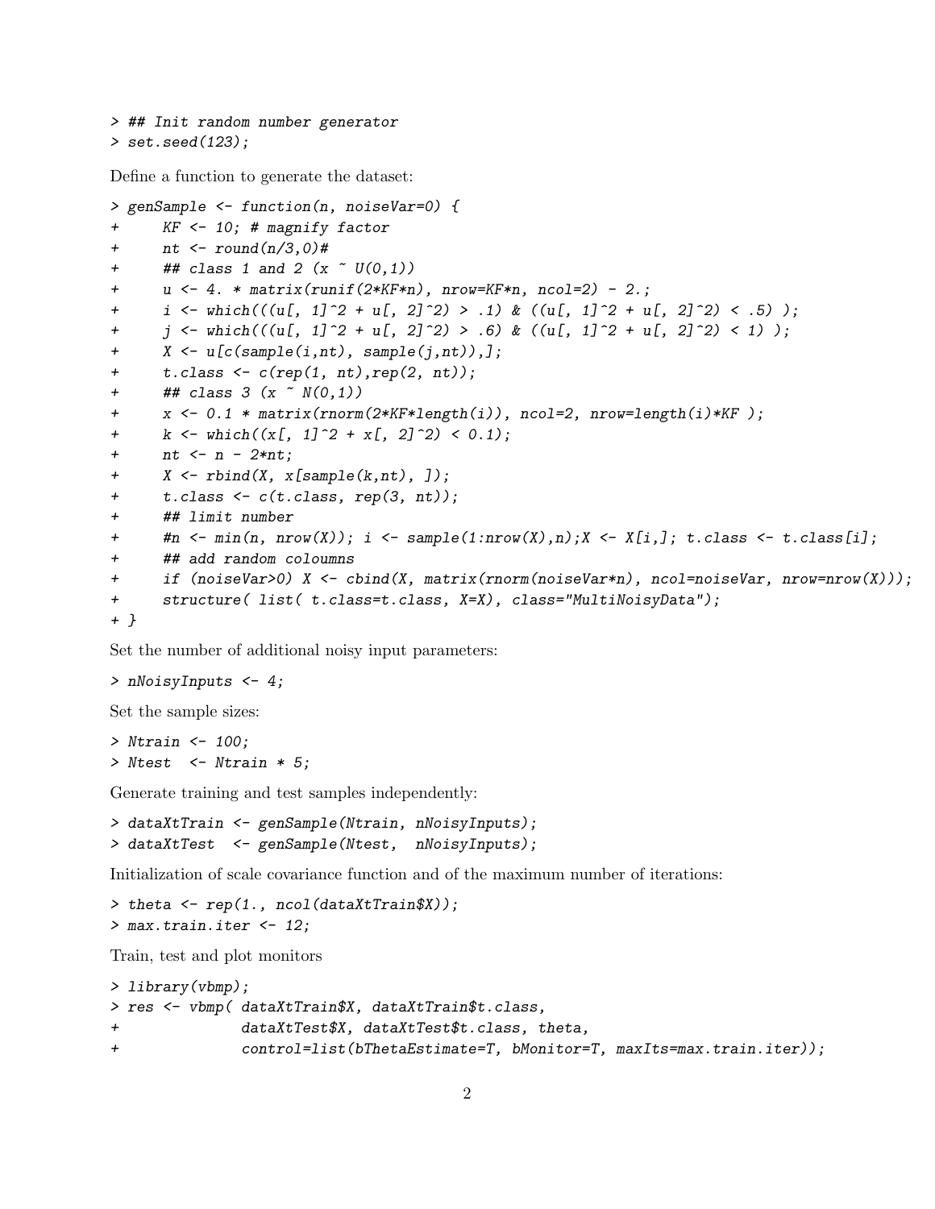```
> ## Init random number generator
> set.seed(123);
```

Define a function to generate the dataset:

```
> genSample <- function(n, noiseVar=0) {
+     KF <- 10; # magnify factor
+     nt <- round(n/3,0)#
+     ## class 1 and 2 (x ~ U(0,1))
+     u <- 4. * matrix(runif(2*KF*n), nrow=KF*n, ncol=2) - 2.;
+     i <- which(((u[, 1]^2 + u[, 2]^2) > .1) & ((u[, 1]^2 + u[, 2]^2) < .5) );
+     j <- which(((u[, 1]^2 + u[, 2]^2) > .6) & ((u[, 1]^2 + u[, 2]^2) < 1) );
+     X <- u[c(sample(i,nt), sample(j,nt)),];
+     t.class <- c(rep(1, nt),rep(2, nt));
+     ## class 3 (x ~ N(0,1))
+     x <- 0.1 * matrix(rnorm(2*KF*length(i)), ncol=2, nrow=length(i)*KF );
+     k <- which((x[, 1]^2 + x[, 2]^2) < 0.1);
+     nt <- n - 2*nt;
+     X <- rbind(X, x[sample(k,nt), ]);
+     t.class <- c(t.class, rep(3, nt));
+     ## limit number
+     #n <- min(n, nrow(X)); i <- sample(1:nrow(X),n);X <- X[i,]; t.class <- t.class[i];
+     ## add random coloumns
+     if (noiseVar>0) X <- cbind(X, matrix(rnorm(noiseVar*n), ncol=noiseVar, nrow=nrow(X)));
+     structure( list( t.class=t.class, X=X), class="MultiNoisyData");
+ }
```

Set the number of additional noisy input parameters:

```
> nNoisyInputs <- 4;
```

Set the sample sizes:

```
> Ntrain <- 100;
> Ntest  <- Ntrain * 5;
```

Generate training and test samples independently:

```
> dataXtTrain <- genSample(Ntrain, nNoisyInputs);
> dataXtTest  <- genSample(Ntest,  nNoisyInputs);
```

Initialization of scale covariance function and of the maximum number of iterations:

```
> theta <- rep(1., ncol(dataXtTrain$X));
> max.train.iter <- 12;
```

Train, test and plot monitors

```
> library(vbmp);
> res <- vbmp( dataXtTrain$X, dataXtTrain$t.class,
+              dataXtTest$X, dataXtTest$t.class, theta,
+              control=list(bThetaEstimate=T, bMonitor=T, maxIts=max.train.iter));
```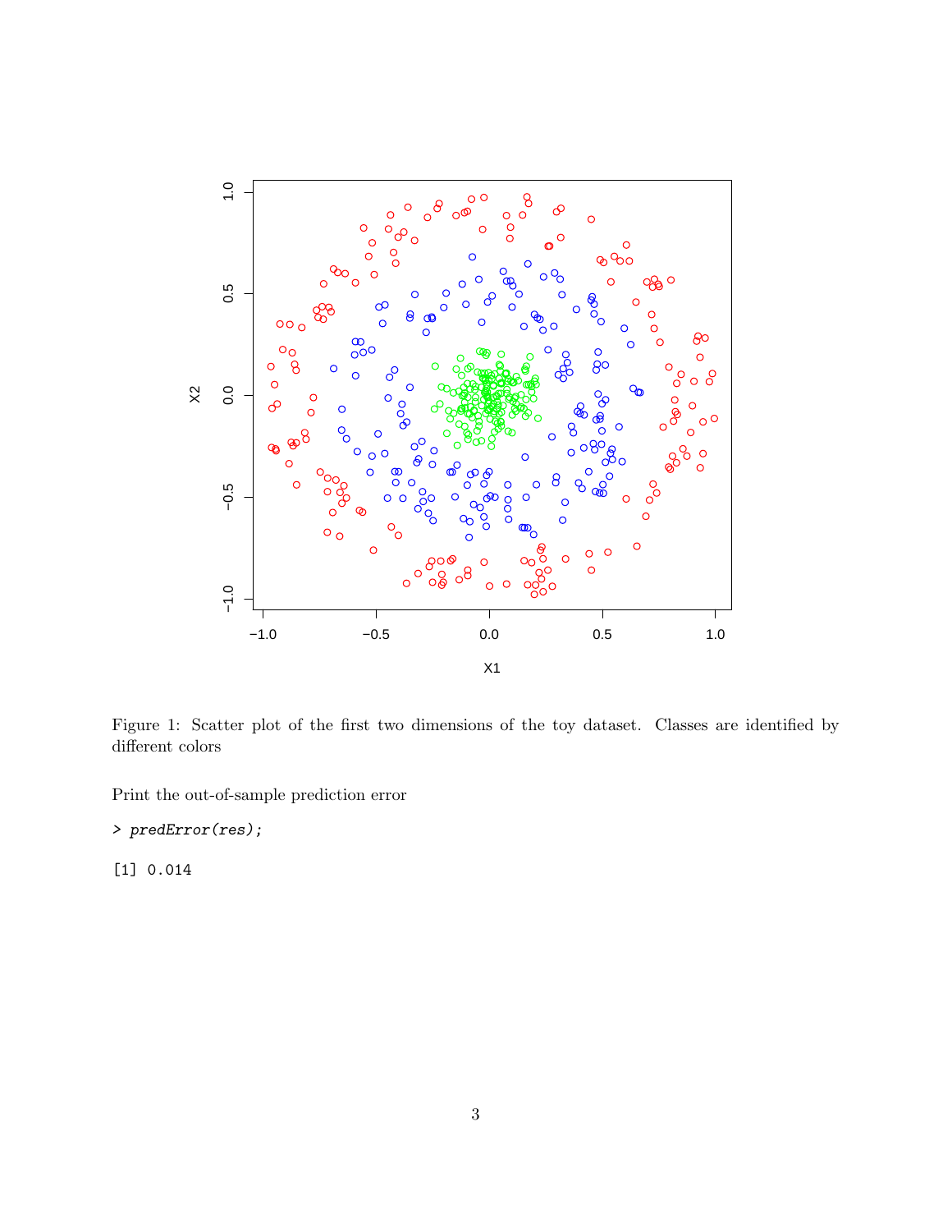Figure 1: Scatter plot of the first two dimensions of the toy dataset. Classes are identified by different colors

Print the out-of-sample prediction error

```
> predError(res);

[1] 0.014
```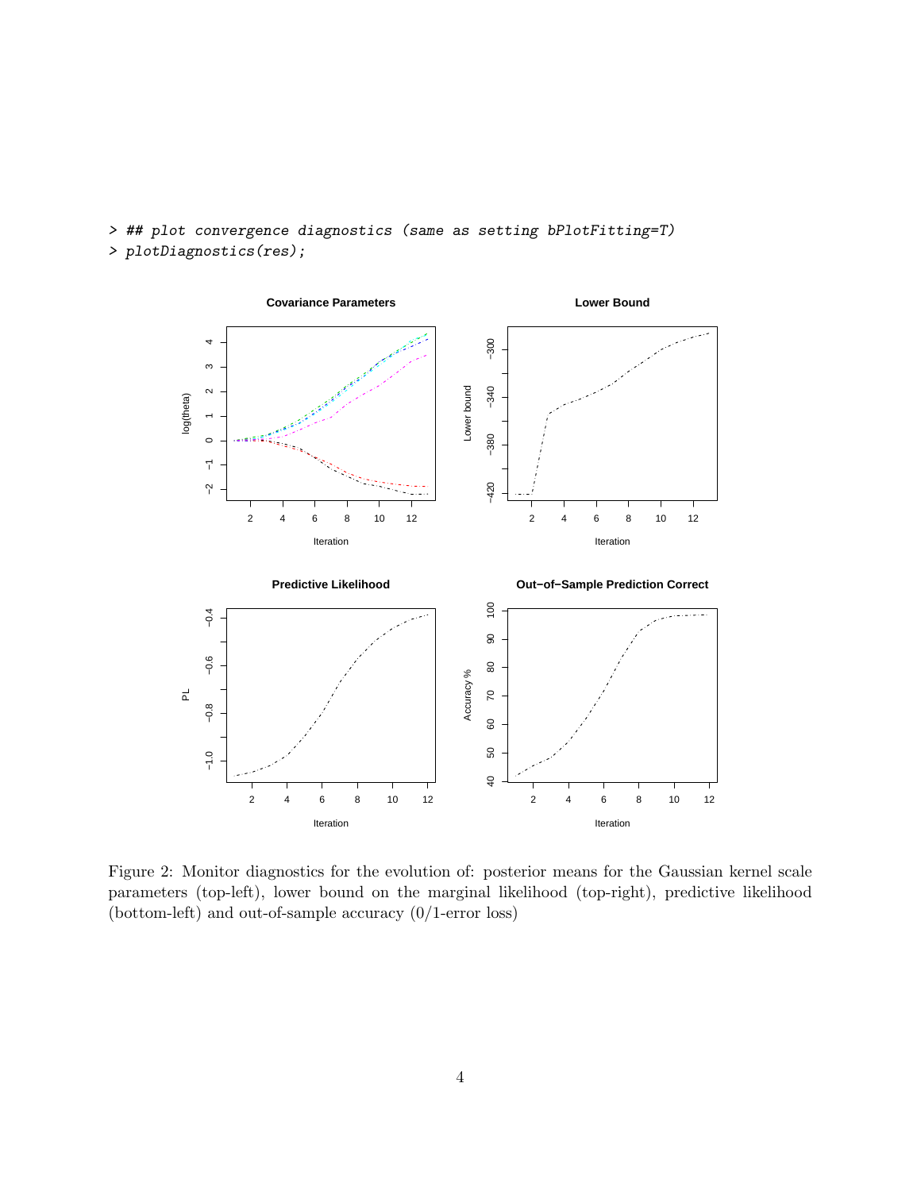```
> ## plot convergence diagnostics (same as setting bPlotFitting=T)
> plotDiagnostics(res);
```

Figure 2: Monitor diagnostics for the evolution of: posterior means for the Gaussian kernel scale parameters (top-left), lower bound on the marginal likelihood (top-right), predictive likelihood (bottom-left) and out-of-sample accuracy (0/1-error loss)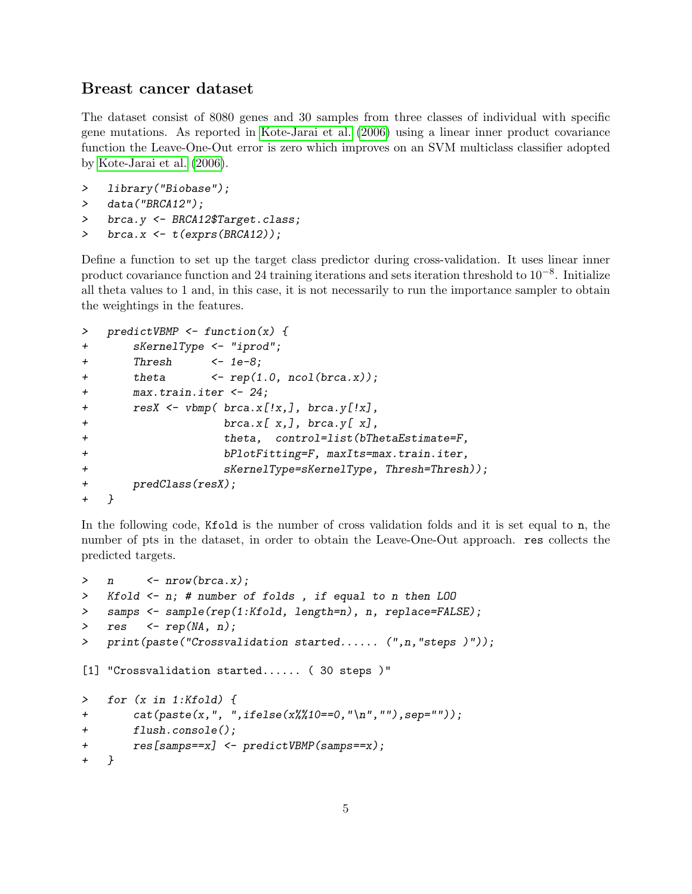## Breast cancer dataset

The dataset consist of 8080 genes and 30 samples from three classes of individual with specific gene mutations. As reported in Kote-Jarai et al. (2006) using a linear inner product covariance function the Leave-One-Out error is zero which improves on an SVM multiclass classifier adopted by Kote-Jarai et al. (2006).

```
>   library("Biobase");
>   data("BRCA12");
>   brca.y <- BRCA12$Target.class;
>   brca.x <- t(exprs(BRCA12));
```

Define a function to set up the target class predictor during cross-validation. It uses linear inner product covariance function and 24 training iterations and sets iteration threshold to $10^{-8}$. Initialize all theta values to 1 and, in this case, it is not necessarily to run the importance sampler to obtain the weightings in the features.

```
>   predictVBMP <- function(x) {
+       sKernelType <- "iprod";
+       Thresh      <- 1e-8;
+       theta       <- rep(1.0, ncol(brca.x));
+       max.train.iter <- 24;
+       resX <- vbmp( brca.x[!x,], brca.y[!x],
+                     brca.x[ x,], brca.y[ x],
+                     theta,  control=list(bThetaEstimate=F,
+                     bPlotFitting=F, maxIts=max.train.iter,
+                     sKernelType=sKernelType, Thresh=Thresh));
+       predClass(resX);
+   }
```

In the following code, Kfold is the number of cross validation folds and it is set equal to n, the number of pts in the dataset, in order to obtain the Leave-One-Out approach. res collects the predicted targets.

```
>   n     <- nrow(brca.x);
>   Kfold <- n; # number of folds , if equal to n then LOO
>   samps <- sample(rep(1:Kfold, length=n), n, replace=FALSE);
>   res   <- rep(NA, n);
>   print(paste("Crossvalidation started...... (",n,"steps )"));

[1] "Crossvalidation started...... ( 30 steps )"

>   for (x in 1:Kfold) {
+       cat(paste(x,", ",ifelse(x%%10==0,"\n",""),sep=""));
+       flush.console();
+       res[samps==x] <- predictVBMP(samps==x);
+   }
```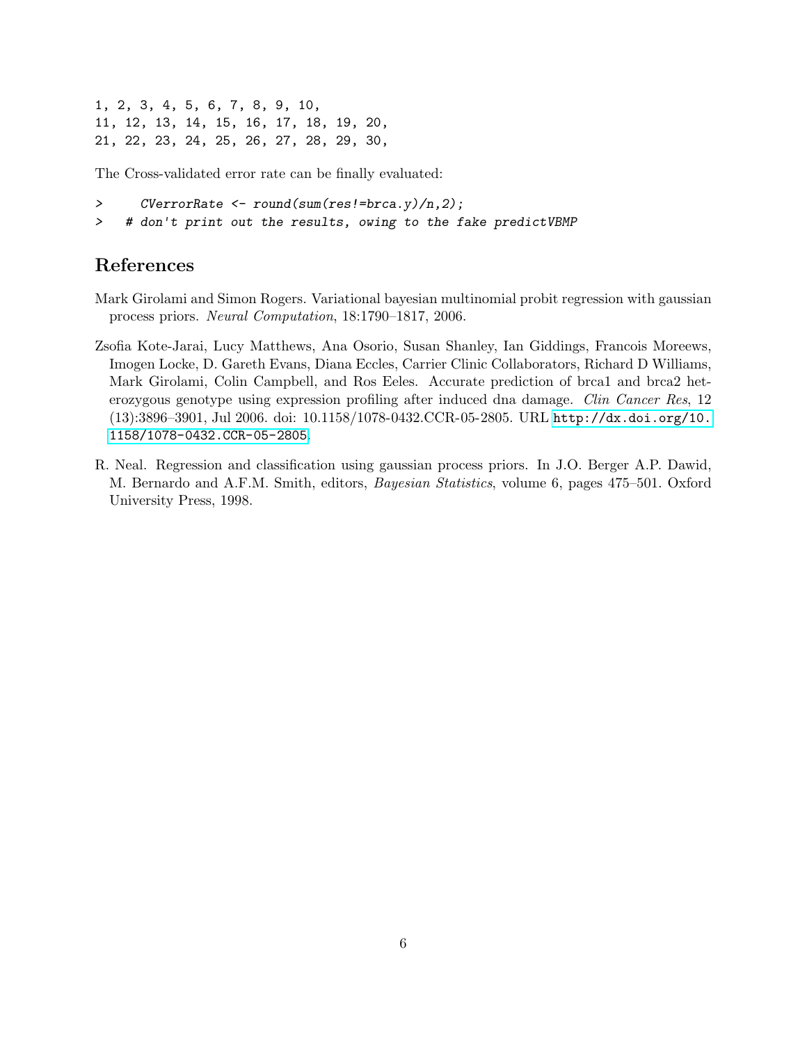```
1, 2, 3, 4, 5, 6, 7, 8, 9, 10,
11, 12, 13, 14, 15, 16, 17, 18, 19, 20,
21, 22, 23, 24, 25, 26, 27, 28, 29, 30,
```

The Cross-validated error rate can be finally evaluated:

```
>     CVerrorRate <- round(sum(res!=brca.y)/n,2);
>   # don't print out the results, owing to the fake predictVBMP
```

## References

Mark Girolami and Simon Rogers. Variational bayesian multinomial probit regression with gaussian process priors. *Neural Computation*, 18:1790–1817, 2006.

Zsofia Kote-Jarai, Lucy Matthews, Ana Osorio, Susan Shanley, Ian Giddings, Francois Moreews, Imogen Locke, D. Gareth Evans, Diana Eccles, Carrier Clinic Collaborators, Richard D Williams, Mark Girolami, Colin Campbell, and Ros Eeles. Accurate prediction of brca1 and brca2 heterozygous genotype using expression profiling after induced dna damage. *Clin Cancer Res*, 12 (13):3896–3901, Jul 2006. doi: 10.1158/1078-0432.CCR-05-2805. URL http://dx.doi.org/10.1158/1078-0432.CCR-05-2805.

R. Neal. Regression and classification using gaussian process priors. In J.O. Berger A.P. Dawid, M. Bernardo and A.F.M. Smith, editors, *Bayesian Statistics*, volume 6, pages 475–501. Oxford University Press, 1998.